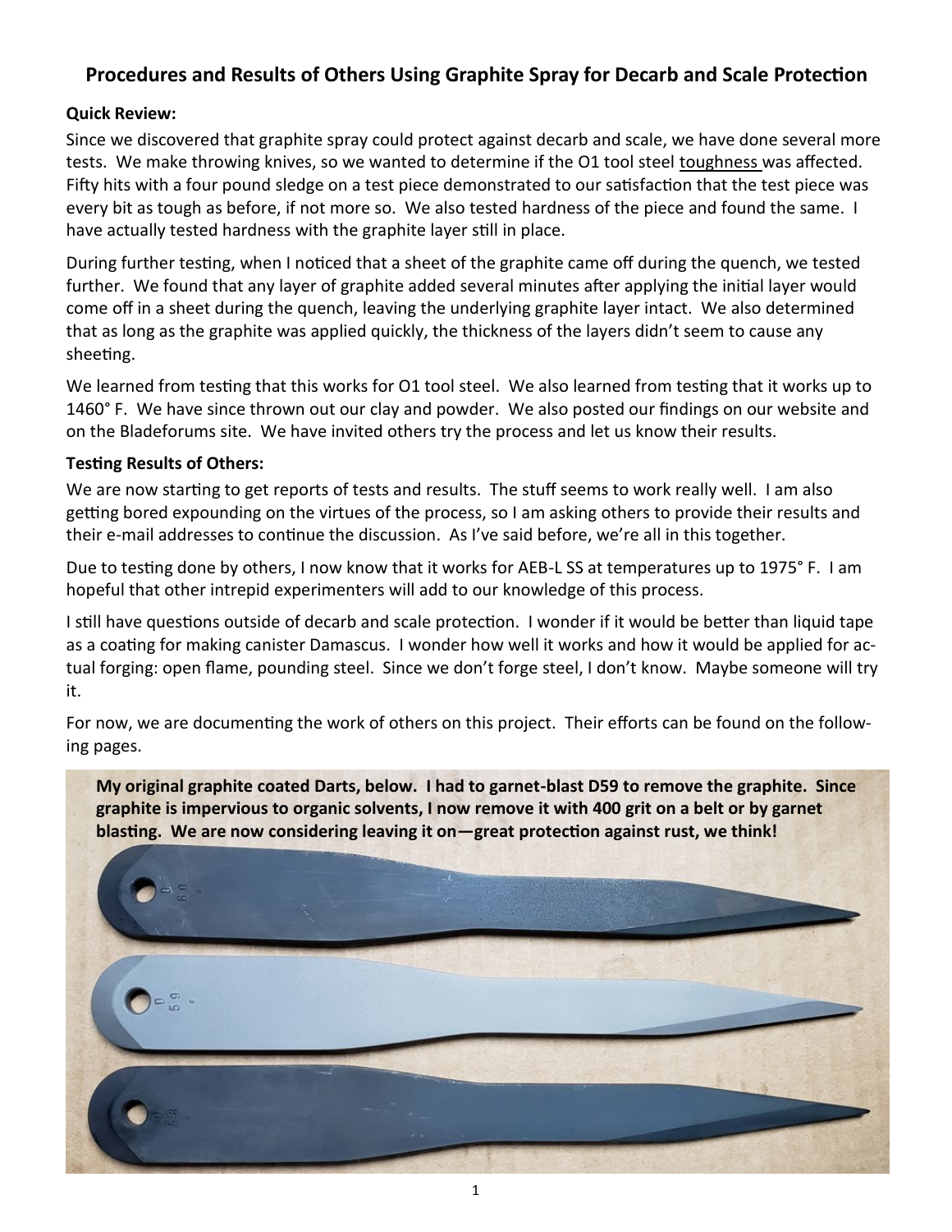## Procedures and Results of Others Using Graphite Spray for Decarb and Scale Protection

**Quick Review:**

Since we discovered that graphite spray could protect against decarb and scale, we have done several more tests. We make throwing knives, so we wanted to determine if the O1 tool steel toughness was affected. Fifty hits with a four pound sledge on a test piece demonstrated to our satisfaction that the test piece was every bit as tough as before, if not more so. We also tested hardness of the piece and found the same. I have actually tested hardness with the graphite layer still in place.

During further testing, when I noticed that a sheet of the graphite came off during the quench, we tested further. We found that any layer of graphite added several minutes after applying the initial layer would come off in a sheet during the quench, leaving the underlying graphite layer intact. We also determined that as long as the graphite was applied quickly, the thickness of the layers didn't seem to cause any sheeting.

We learned from testing that this works for O1 tool steel. We also learned from testing that it works up to 1460° F. We have since thrown out our clay and powder. We also posted our findings on our website and on the Bladeforums site. We have invited others try the process and let us know their results.

**Testing Results of Others:**

We are now starting to get reports of tests and results. The stuff seems to work really well. I am also getting bored expounding on the virtues of the process, so I am asking others to provide their results and their e-mail addresses to continue the discussion. As I've said before, we're all in this together.

Due to testing done by others, I now know that it works for AEB-L SS at temperatures up to 1975° F. I am hopeful that other intrepid experimenters will add to our knowledge of this process.

I still have questions outside of decarb and scale protection. I wonder if it would be better than liquid tape as a coating for making canister Damascus. I wonder how well it works and how it would be applied for actual forging: open flame, pounding steel. Since we don't forge steel, I don't know. Maybe someone will try it.

For now, we are documenting the work of others on this project. Their efforts can be found on the following pages.

**My original graphite coated Darts, below. I had to garnet-blast D59 to remove the graphite. Since graphite is impervious to organic solvents, I now remove it with 400 grit on a belt or by garnet blasting. We are now considering leaving it on—great protection against rust, we think!**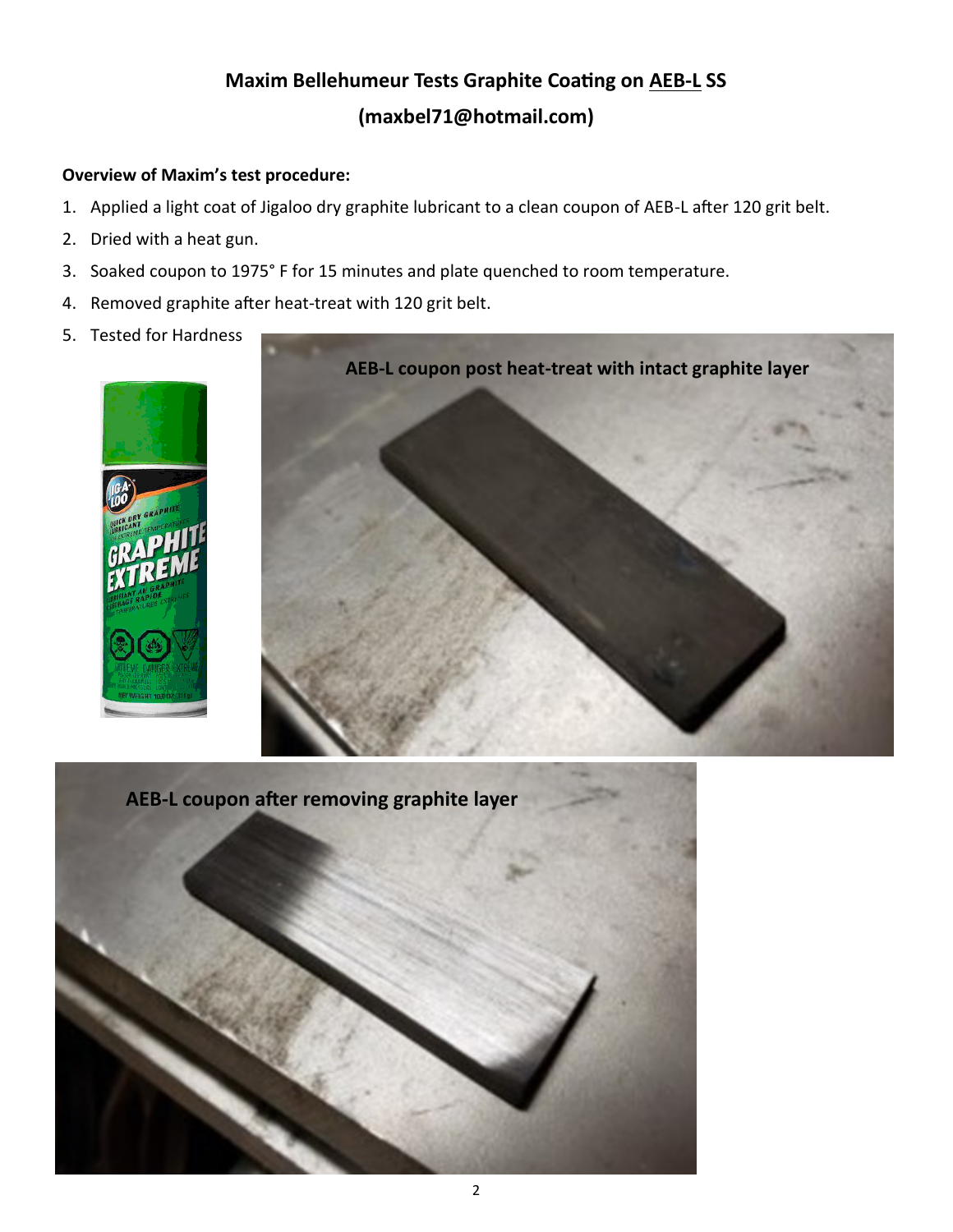# Maxim Bellehumeur Tests Graphite Coating on AEB-L SS

## (maxbel71@hotmail.com)

**Overview of Maxim's test procedure:**

1. Applied a light coat of Jigaloo dry graphite lubricant to a clean coupon of AEB-L after 120 grit belt.
2. Dried with a heat gun.
3. Soaked coupon to 1975° F for 15 minutes and plate quenched to room temperature.
4. Removed graphite after heat-treat with 120 grit belt.
5. Tested for Hardness

**AEB-L coupon post heat-treat with intact graphite layer**

**AEB-L coupon after removing graphite layer**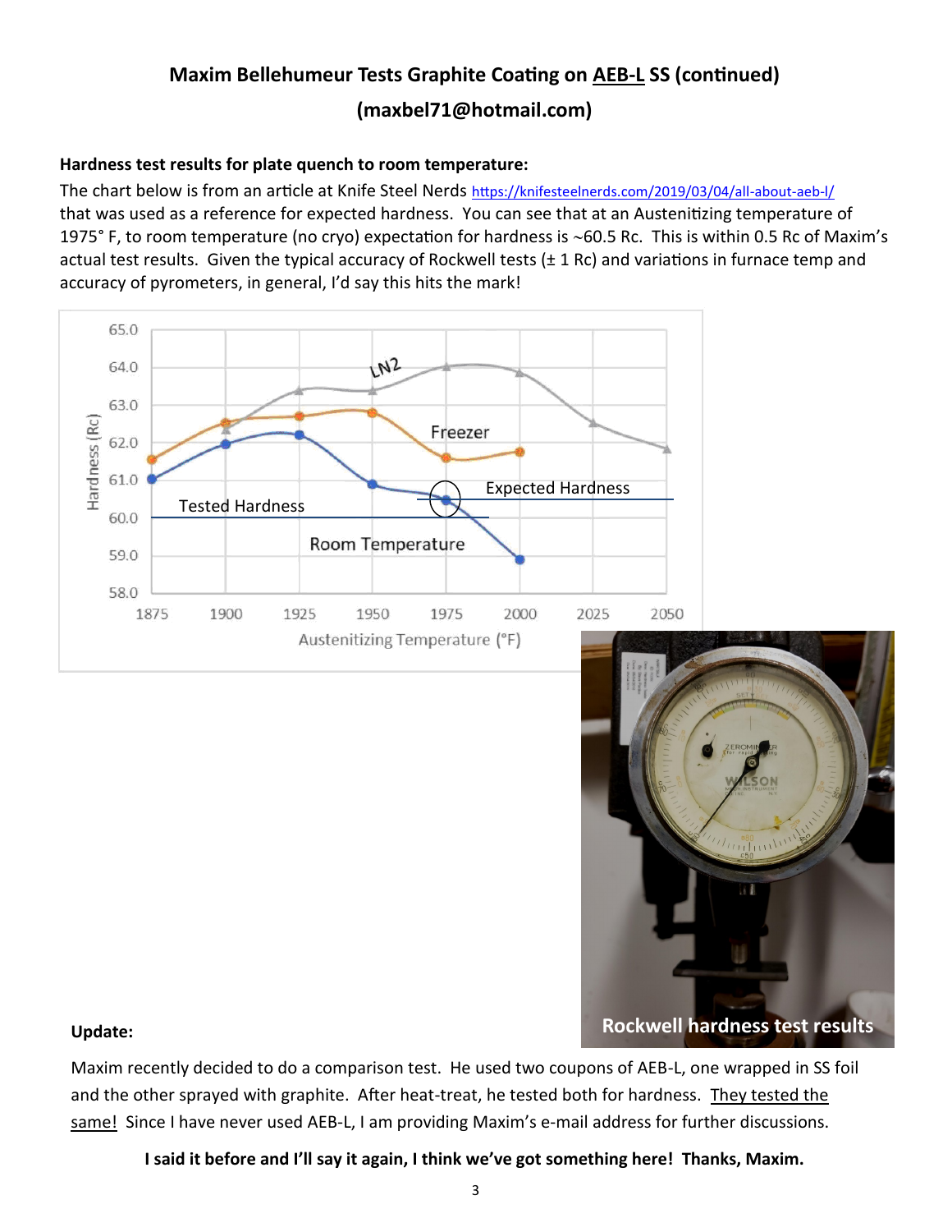## Maxim Bellehumeur Tests Graphite Coating on AEB-L SS (continued)

## (maxbel71@hotmail.com)

**Hardness test results for plate quench to room temperature:**

The chart below is from an article at Knife Steel Nerds https://knifesteelnerds.com/2019/03/04/all-about-aeb-l/ that was used as a reference for expected hardness. You can see that at an Austenitizing temperature of 1975° F, to room temperature (no cryo) expectation for hardness is ~60.5 Rc. This is within 0.5 Rc of Maxim's actual test results. Given the typical accuracy of Rockwell tests (± 1 Rc) and variations in furnace temp and accuracy of pyrometers, in general, I'd say this hits the mark!

Rockwell hardness test results

**Update:**

Maxim recently decided to do a comparison test. He used two coupons of AEB-L, one wrapped in SS foil and the other sprayed with graphite. After heat-treat, he tested both for hardness. They tested the same! Since I have never used AEB-L, I am providing Maxim's e-mail address for further discussions.

**I said it before and I'll say it again, I think we've got something here! Thanks, Maxim.**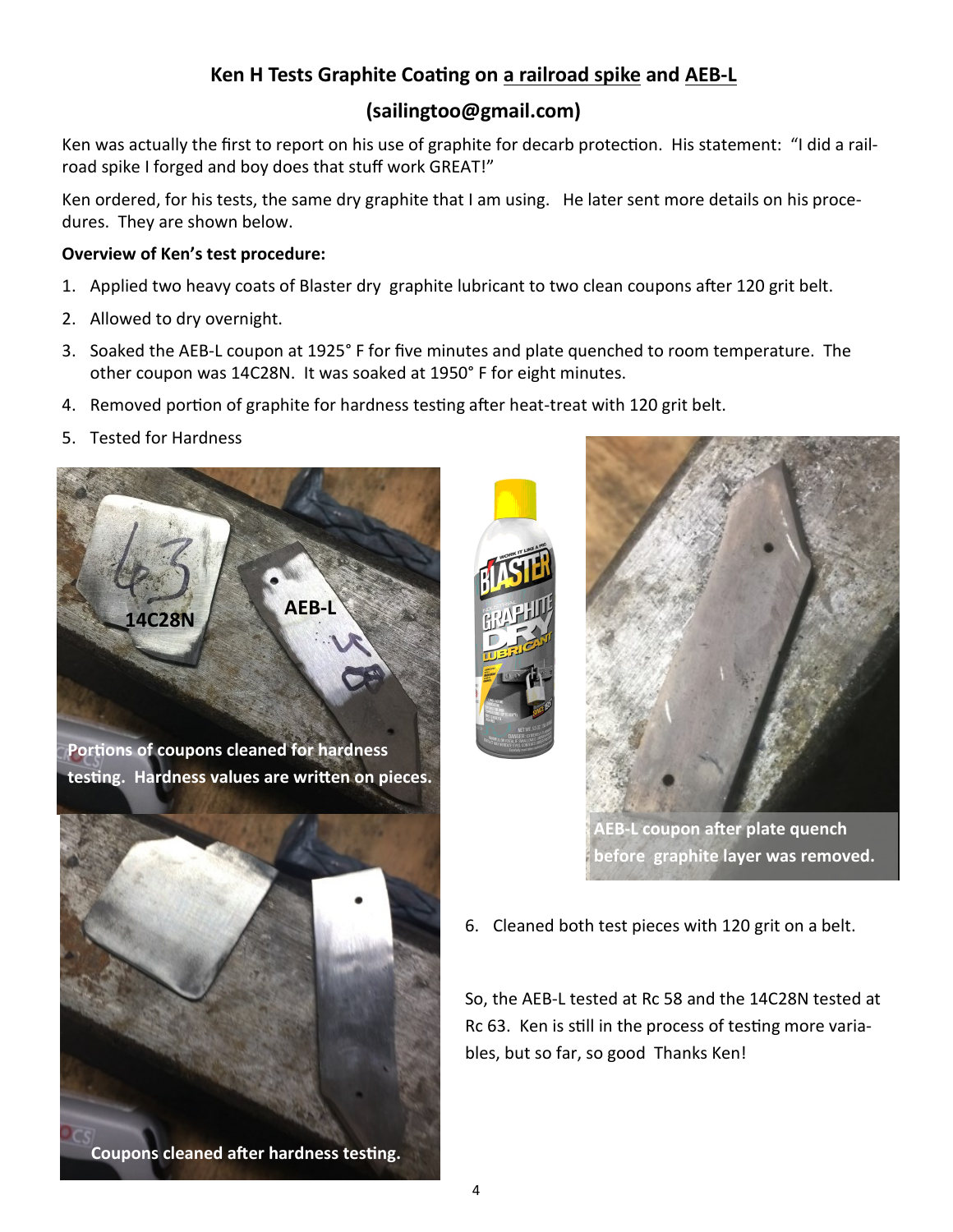## Ken H Tests Graphite Coating on a railroad spike and AEB-L

## (sailingtoo@gmail.com)

Ken was actually the first to report on his use of graphite for decarb protection. His statement: "I did a railroad spike I forged and boy does that stuff work GREAT!"

Ken ordered, for his tests, the same dry graphite that I am using. He later sent more details on his procedures. They are shown below.

**Overview of Ken's test procedure:**

1. Applied two heavy coats of Blaster dry graphite lubricant to two clean coupons after 120 grit belt.
2. Allowed to dry overnight.
3. Soaked the AEB-L coupon at 1925° F for five minutes and plate quenched to room temperature. The other coupon was 14C28N. It was soaked at 1950° F for eight minutes.
4. Removed portion of graphite for hardness testing after heat-treat with 120 grit belt.
5. Tested for Hardness

Portions of coupons cleaned for hardness testing. Hardness values are written on pieces.

Coupons cleaned after hardness testing.

AEB-L coupon after plate quench before graphite layer was removed.

6. Cleaned both test pieces with 120 grit on a belt.

So, the AEB-L tested at Rc 58 and the 14C28N tested at Rc 63. Ken is still in the process of testing more variables, but so far, so good Thanks Ken!